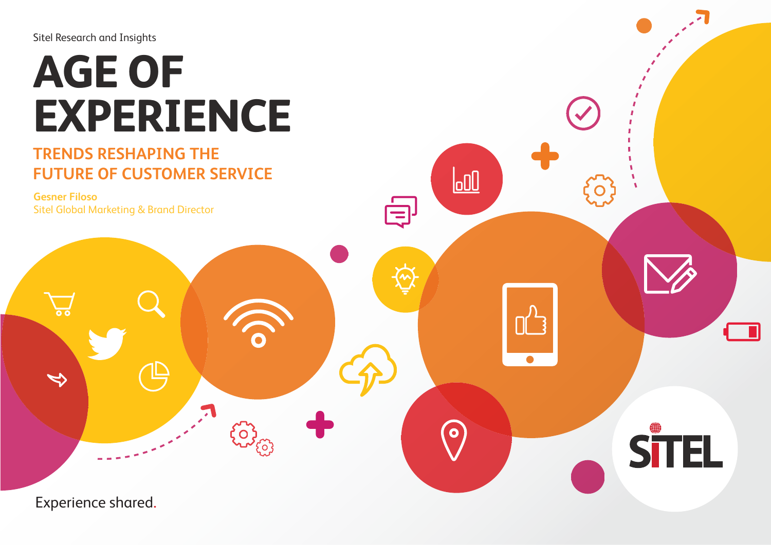Sitel Research and Insights

# AGE OF EXPERIENCE

## TRENDS RESHAPING THE FUTURE OF CUSTOMER SERVICE

**Gesner Filoso**
Sitel Global Marketing & Brand Director

SITEL

Experience shared.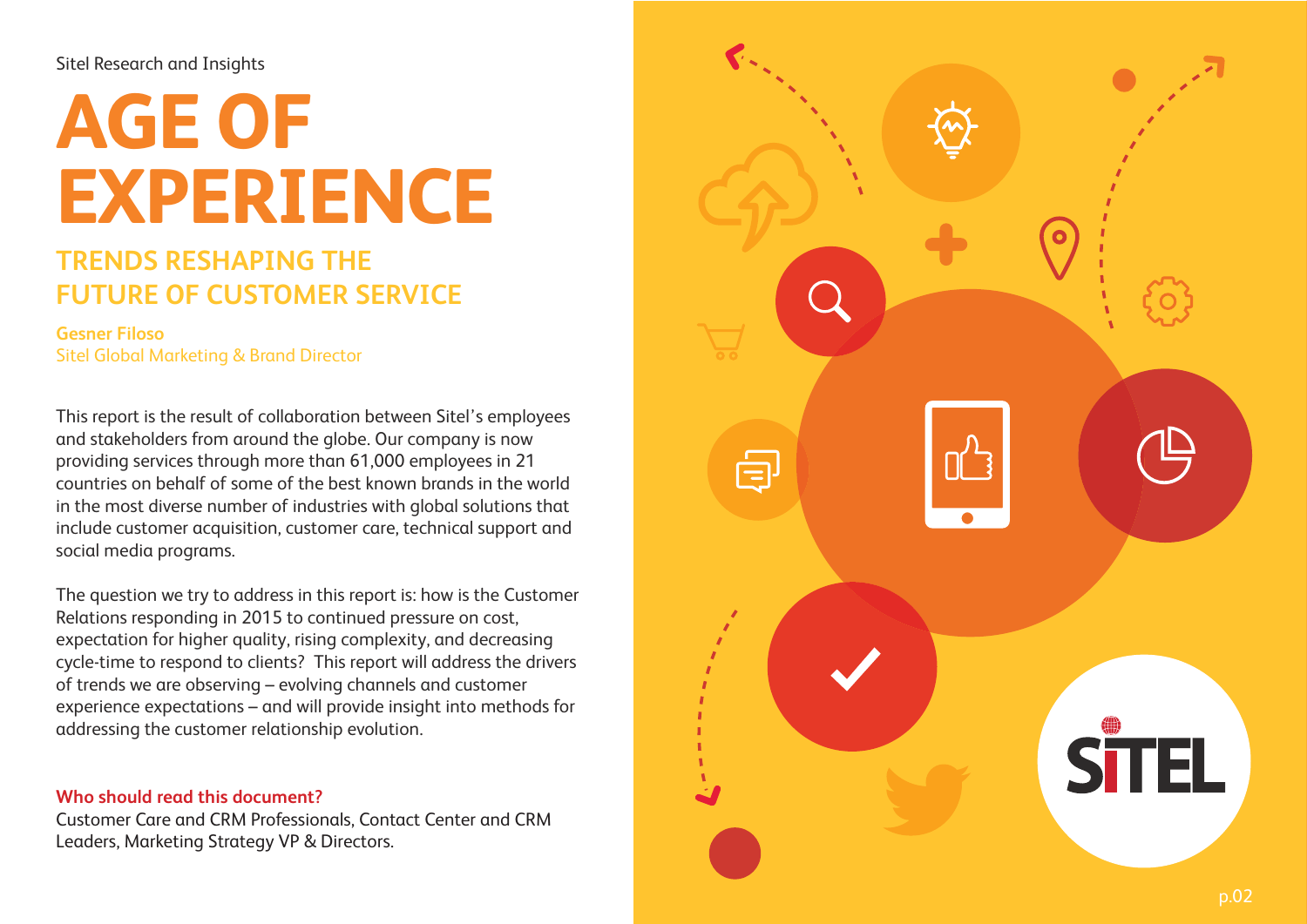Sitel Research and Insights

# AGE OF EXPERIENCE

## TRENDS RESHAPING THE FUTURE OF CUSTOMER SERVICE

**Gesner Filoso**
Sitel Global Marketing & Brand Director

This report is the result of collaboration between Sitel's employees and stakeholders from around the globe. Our company is now providing services through more than 61,000 employees in 21 countries on behalf of some of the best known brands in the world in the most diverse number of industries with global solutions that include customer acquisition, customer care, technical support and social media programs.

The question we try to address in this report is: how is the Customer Relations responding in 2015 to continued pressure on cost, expectation for higher quality, rising complexity, and decreasing cycle-time to respond to clients? This report will address the drivers of trends we are observing – evolving channels and customer experience expectations – and will provide insight into methods for addressing the customer relationship evolution.

**Who should read this document?**
Customer Care and CRM Professionals, Contact Center and CRM Leaders, Marketing Strategy VP & Directors.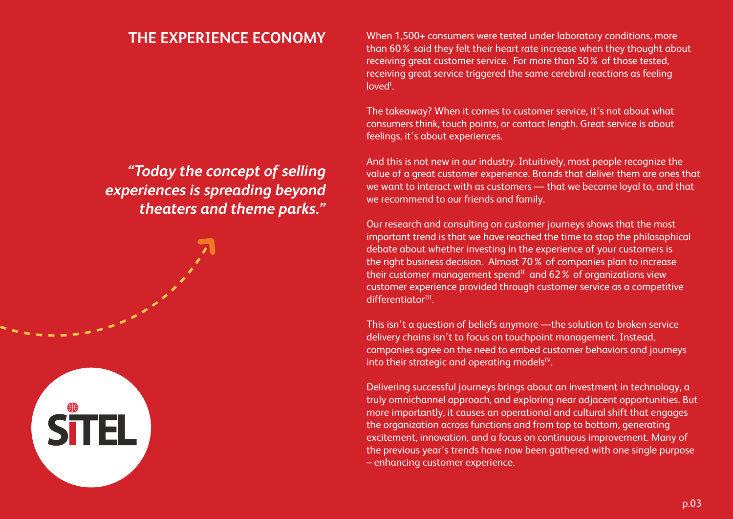## THE EXPERIENCE ECONOMY

***"Today the concept of selling experiences is spreading beyond theaters and theme parks."***

When 1,500+ consumers were tested under laboratory conditions, more than 60 % said they felt their heart rate increase when they thought about receiving great customer service. For more than 50 % of those tested, receiving great service triggered the same cerebral reactions as feeling loved[I].

The takeaway? When it comes to customer service, it's not about what consumers think, touch points, or contact length. Great service is about feelings, it's about experiences.

And this is not new in our industry. Intuitively, most people recognize the value of a great customer experience. Brands that deliver them are ones that we want to interact with as customers — that we become loyal to, and that we recommend to our friends and family.

Our research and consulting on customer journeys shows that the most important trend is that we have reached the time to stop the philosophical debate about whether investing in the experience of your customers is the right business decision. Almost 70 % of companies plan to increase their customer management spend[II] and 62 % of organizations view customer experience provided through customer service as a competitive differentiator[III].

This isn't a question of beliefs anymore —the solution to broken service delivery chains isn't to focus on touchpoint management. Instead, companies agree on the need to embed customer behaviors and journeys into their strategic and operating models[IV].

Delivering successful journeys brings about an investment in technology, a truly omnichannel approach, and exploring near adjacent opportunities. But more importantly, it causes an operational and cultural shift that engages the organization across functions and from top to bottom, generating excitement, innovation, and a focus on continuous improvement. Many of the previous year's trends have now been gathered with one single purpose – enhancing customer experience.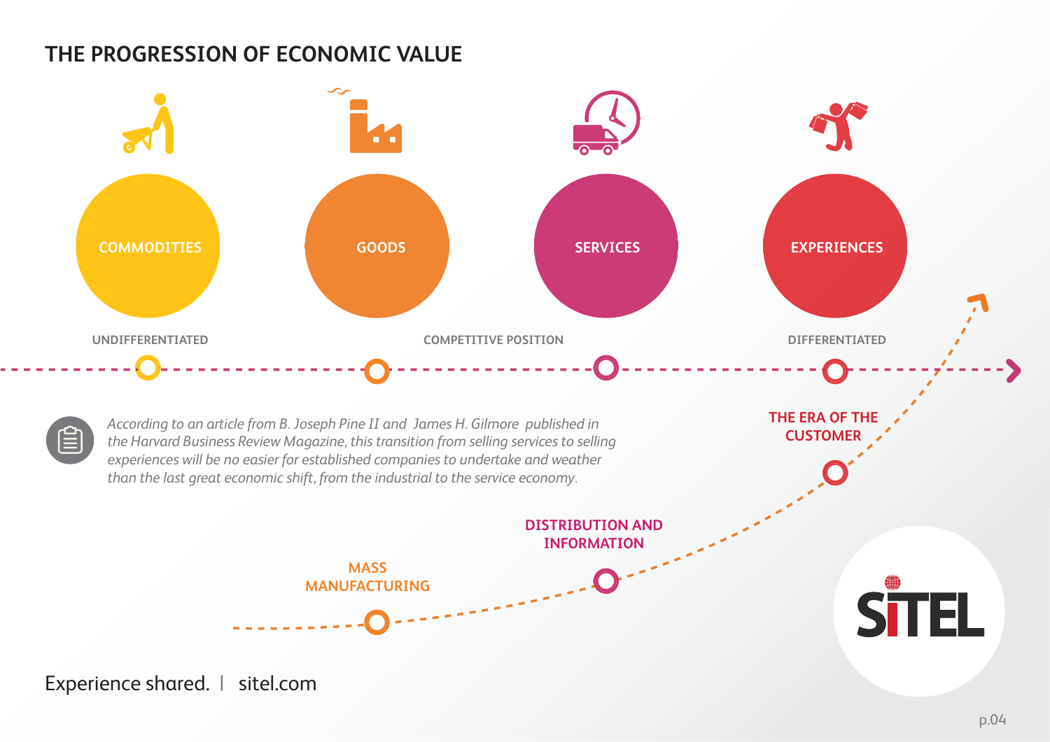# THE PROGRESSION OF ECONOMIC VALUE

COMMODITIES

GOODS

SERVICES

EXPERIENCES

UNDIFFERENTIATED

COMPETITIVE POSITION

DIFFERENTIATED

*According to an article from B. Joseph Pine II and James H. Gilmore published in the Harvard Business Review Magazine, this transition from selling services to selling experiences will be no easier for established companies to undertake and weather than the last great economic shift, from the industrial to the service economy.*

THE ERA OF THE CUSTOMER

DISTRIBUTION AND INFORMATION

MASS MANUFACTURING

Experience shared. | sitel.com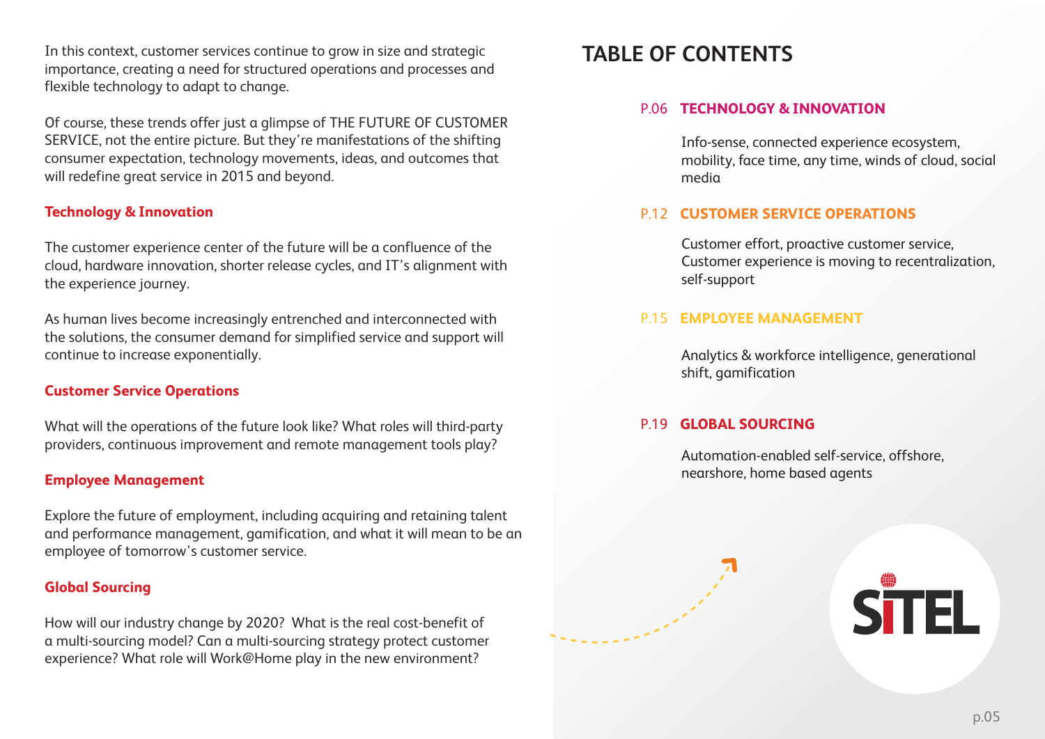In this context, customer services continue to grow in size and strategic importance, creating a need for structured operations and processes and flexible technology to adapt to change.

Of course, these trends offer just a glimpse of THE FUTURE OF CUSTOMER SERVICE, not the entire picture. But they're manifestations of the shifting consumer expectation, technology movements, ideas, and outcomes that will redefine great service in 2015 and beyond.

### Technology & Innovation

The customer experience center of the future will be a confluence of the cloud, hardware innovation, shorter release cycles, and IT's alignment with the experience journey.

As human lives become increasingly entrenched and interconnected with the solutions, the consumer demand for simplified service and support will continue to increase exponentially.

### Customer Service Operations

What will the operations of the future look like? What roles will third-party providers, continuous improvement and remote management tools play?

### Employee Management

Explore the future of employment, including acquiring and retaining talent and performance management, gamification, and what it will mean to be an employee of tomorrow's customer service.

### Global Sourcing

How will our industry change by 2020? What is the real cost-benefit of a multi-sourcing model? Can a multi-sourcing strategy protect customer experience? What role will Work@Home play in the new environment?

# TABLE OF CONTENTS

**P.06 TECHNOLOGY & INNOVATION**

Info-sense, connected experience ecosystem, mobility, face time, any time, winds of cloud, social media

**P.12 CUSTOMER SERVICE OPERATIONS**

Customer effort, proactive customer service, Customer experience is moving to recentralization, self-support

**P.15 EMPLOYEE MANAGEMENT**

Analytics & workforce intelligence, generational shift, gamification

**P.19 GLOBAL SOURCING**

Automation-enabled self-service, offshore, nearshore, home based agents

SITEL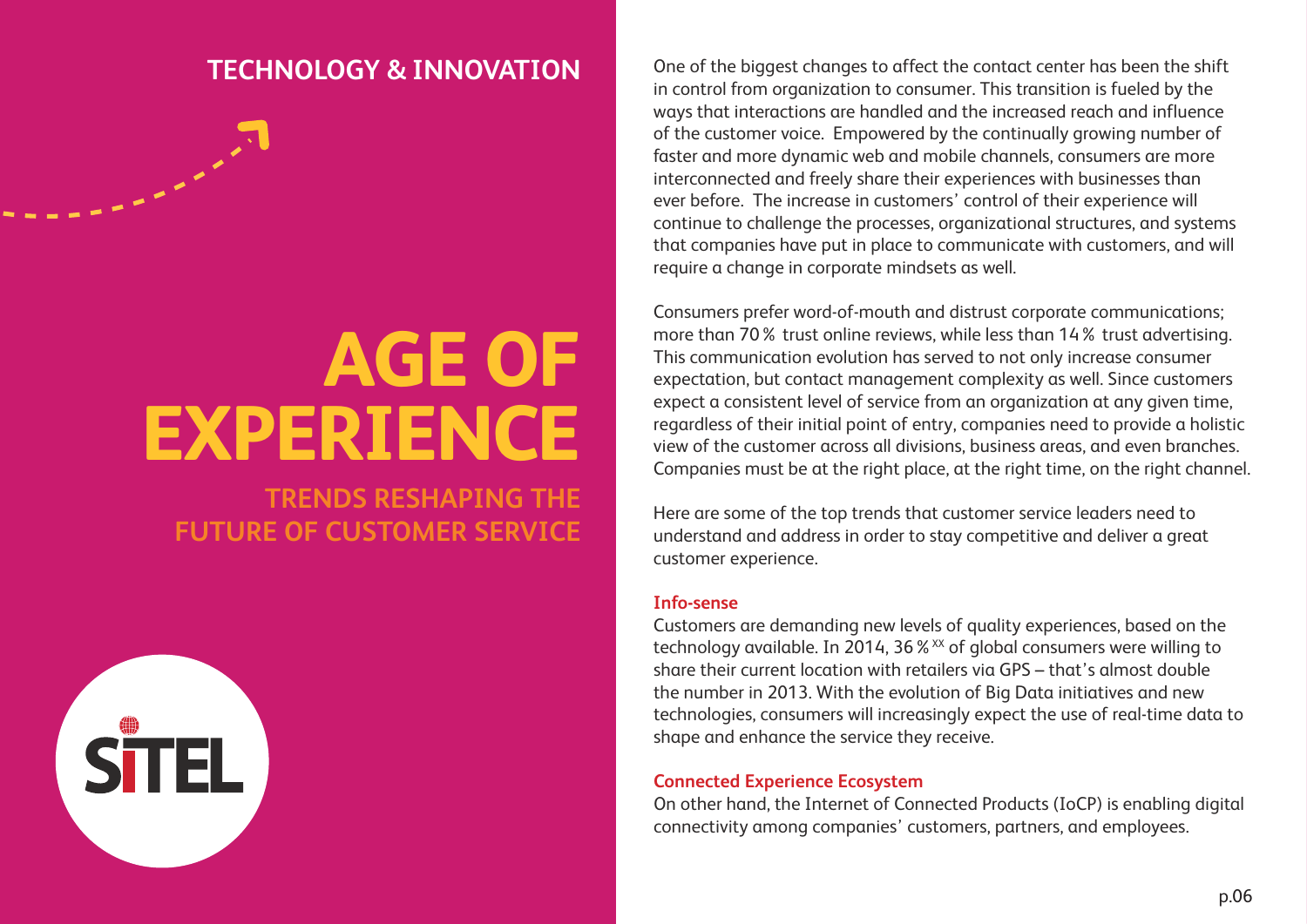## TECHNOLOGY & INNOVATION

# AGE OF EXPERIENCE

### TRENDS RESHAPING THE FUTURE OF CUSTOMER SERVICE

SITEL

One of the biggest changes to affect the contact center has been the shift in control from organization to consumer. This transition is fueled by the ways that interactions are handled and the increased reach and influence of the customer voice. Empowered by the continually growing number of faster and more dynamic web and mobile channels, consumers are more interconnected and freely share their experiences with businesses than ever before. The increase in customers' control of their experience will continue to challenge the processes, organizational structures, and systems that companies have put in place to communicate with customers, and will require a change in corporate mindsets as well.

Consumers prefer word-of-mouth and distrust corporate communications; more than 70 % trust online reviews, while less than 14 % trust advertising. This communication evolution has served to not only increase consumer expectation, but contact management complexity as well. Since customers expect a consistent level of service from an organization at any given time, regardless of their initial point of entry, companies need to provide a holistic view of the customer across all divisions, business areas, and even branches. Companies must be at the right place, at the right time, on the right channel.

Here are some of the top trends that customer service leaders need to understand and address in order to stay competitive and deliver a great customer experience.

**Info-sense**

Customers are demanding new levels of quality experiences, based on the technology available. In 2014, 36 %[XX] of global consumers were willing to share their current location with retailers via GPS – that's almost double the number in 2013. With the evolution of Big Data initiatives and new technologies, consumers will increasingly expect the use of real-time data to shape and enhance the service they receive.

**Connected Experience Ecosystem**

On other hand, the Internet of Connected Products (IoCP) is enabling digital connectivity among companies' customers, partners, and employees.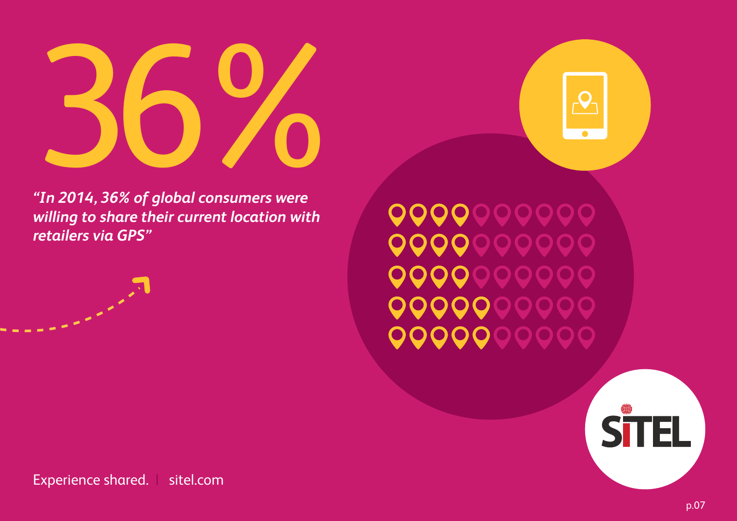# 36%

*"In 2014, 36% of global consumers were willing to share their current location with retailers via GPS"*

Experience shared. | sitel.com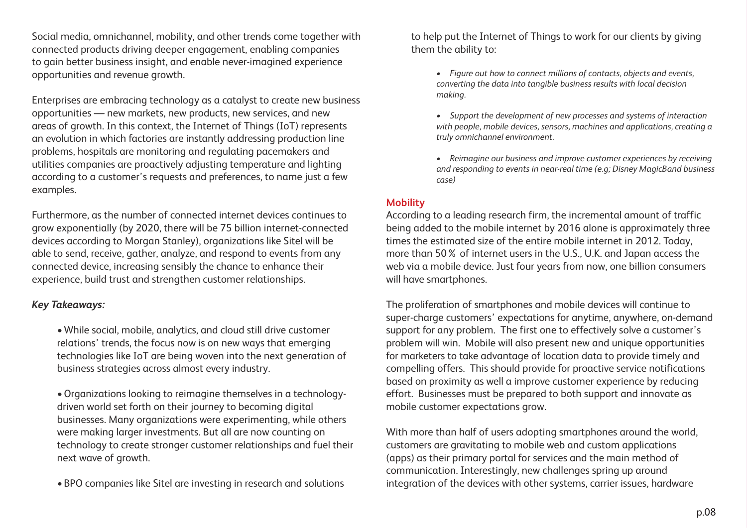Social media, omnichannel, mobility, and other trends come together with connected products driving deeper engagement, enabling companies to gain better business insight, and enable never-imagined experience opportunities and revenue growth.

Enterprises are embracing technology as a catalyst to create new business opportunities — new markets, new products, new services, and new areas of growth. In this context, the Internet of Things (IoT) represents an evolution in which factories are instantly addressing production line problems, hospitals are monitoring and regulating pacemakers and utilities companies are proactively adjusting temperature and lighting according to a customer's requests and preferences, to name just a few examples.

Furthermore, as the number of connected internet devices continues to grow exponentially (by 2020, there will be 75 billion internet-connected devices according to Morgan Stanley), organizations like Sitel will be able to send, receive, gather, analyze, and respond to events from any connected device, increasing sensibly the chance to enhance their experience, build trust and strengthen customer relationships.

***Key Takeaways:***

- While social, mobile, analytics, and cloud still drive customer relations' trends, the focus now is on new ways that emerging technologies like IoT are being woven into the next generation of business strategies across almost every industry.

- Organizations looking to reimagine themselves in a technology-driven world set forth on their journey to becoming digital businesses. Many organizations were experimenting, while others were making larger investments. But all are now counting on technology to create stronger customer relationships and fuel their next wave of growth.

- BPO companies like Sitel are investing in research and solutions to help put the Internet of Things to work for our clients by giving them the ability to:

  - *Figure out how to connect millions of contacts, objects and events, converting the data into tangible business results with local decision making.*

  - *Support the development of new processes and systems of interaction with people, mobile devices, sensors, machines and applications, creating a truly omnichannel environment.*

  - *Reimagine our business and improve customer experiences by receiving and responding to events in near-real time (e.g; Disney MagicBand business case)*

**Mobility**

According to a leading research firm, the incremental amount of traffic being added to the mobile internet by 2016 alone is approximately three times the estimated size of the entire mobile internet in 2012. Today, more than 50% of internet users in the U.S., U.K. and Japan access the web via a mobile device. Just four years from now, one billion consumers will have smartphones.

The proliferation of smartphones and mobile devices will continue to super-charge customers' expectations for anytime, anywhere, on-demand support for any problem. The first one to effectively solve a customer's problem will win. Mobile will also present new and unique opportunities for marketers to take advantage of location data to provide timely and compelling offers. This should provide for proactive service notifications based on proximity as well a improve customer experience by reducing effort. Businesses must be prepared to both support and innovate as mobile customer expectations grow.

With more than half of users adopting smartphones around the world, customers are gravitating to mobile web and custom applications (apps) as their primary portal for services and the main method of communication. Interestingly, new challenges spring up around integration of the devices with other systems, carrier issues, hardware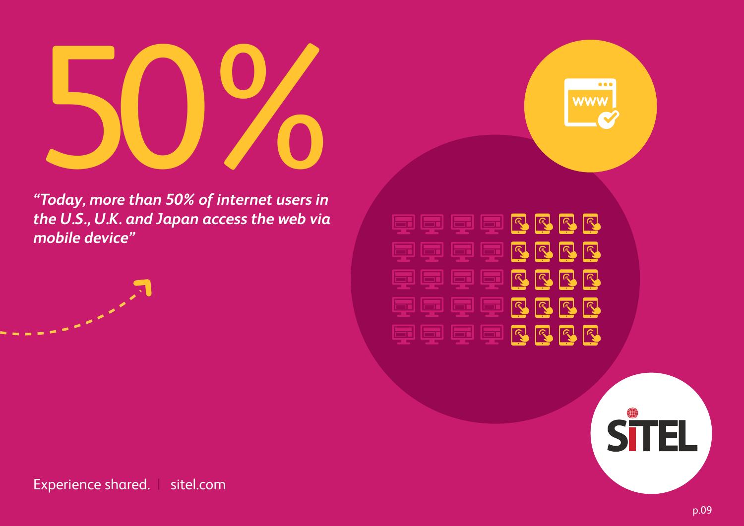# 50%

*"Today, more than 50% of internet users in the U.S., U.K. and Japan access the web via mobile device"*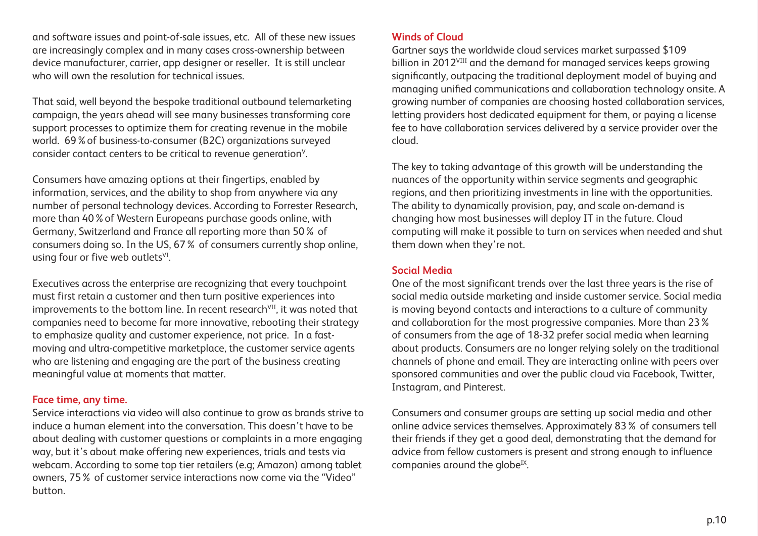and software issues and point-of-sale issues, etc. All of these new issues are increasingly complex and in many cases cross-ownership between device manufacturer, carrier, app designer or reseller. It is still unclear who will own the resolution for technical issues.

That said, well beyond the bespoke traditional outbound telemarketing campaign, the years ahead will see many businesses transforming core support processes to optimize them for creating revenue in the mobile world. 69 % of business-to-consumer (B2C) organizations surveyed consider contact centers to be critical to revenue generation[V].

Consumers have amazing options at their fingertips, enabled by information, services, and the ability to shop from anywhere via any number of personal technology devices. According to Forrester Research, more than 40 % of Western Europeans purchase goods online, with Germany, Switzerland and France all reporting more than 50 % of consumers doing so. In the US, 67 % of consumers currently shop online, using four or five web outlets[VI].

Executives across the enterprise are recognizing that every touchpoint must first retain a customer and then turn positive experiences into improvements to the bottom line. In recent research[VII], it was noted that companies need to become far more innovative, rebooting their strategy to emphasize quality and customer experience, not price. In a fast-moving and ultra-competitive marketplace, the customer service agents who are listening and engaging are the part of the business creating meaningful value at moments that matter.

### Face time, any time.

Service interactions via video will also continue to grow as brands strive to induce a human element into the conversation. This doesn't have to be about dealing with customer questions or complaints in a more engaging way, but it's about make offering new experiences, trials and tests via webcam. According to some top tier retailers (e.g; Amazon) among tablet owners, 75 % of customer service interactions now come via the "Video" button.

### Winds of Cloud

Gartner says the worldwide cloud services market surpassed $109 billion in 2012[VIII] and the demand for managed services keeps growing significantly, outpacing the traditional deployment model of buying and managing unified communications and collaboration technology onsite. A growing number of companies are choosing hosted collaboration services, letting providers host dedicated equipment for them, or paying a license fee to have collaboration services delivered by a service provider over the cloud.

The key to taking advantage of this growth will be understanding the nuances of the opportunity within service segments and geographic regions, and then prioritizing investments in line with the opportunities. The ability to dynamically provision, pay, and scale on-demand is changing how most businesses will deploy IT in the future. Cloud computing will make it possible to turn on services when needed and shut them down when they're not.

### Social Media

One of the most significant trends over the last three years is the rise of social media outside marketing and inside customer service. Social media is moving beyond contacts and interactions to a culture of community and collaboration for the most progressive companies. More than 23 % of consumers from the age of 18-32 prefer social media when learning about products. Consumers are no longer relying solely on the traditional channels of phone and email. They are interacting online with peers over sponsored communities and over the public cloud via Facebook, Twitter, Instagram, and Pinterest.

Consumers and consumer groups are setting up social media and other online advice services themselves. Approximately 83 % of consumers tell their friends if they get a good deal, demonstrating that the demand for advice from fellow customers is present and strong enough to influence companies around the globe[IX].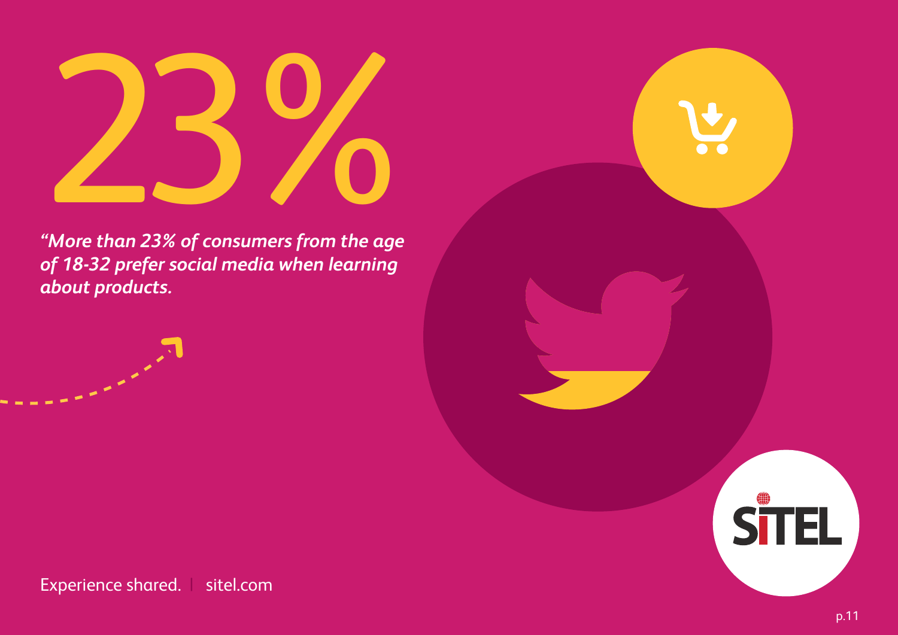# 23%

*"More than 23% of consumers from the age of 18-32 prefer social media when learning about products.*

Experience shared. | sitel.com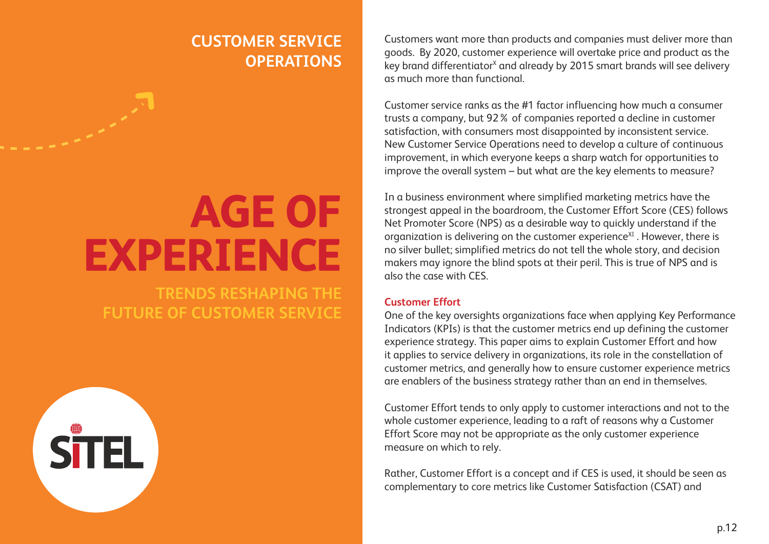## CUSTOMER SERVICE OPERATIONS

# AGE OF EXPERIENCE

### TRENDS RESHAPING THE FUTURE OF CUSTOMER SERVICE

SITEL

Customers want more than products and companies must deliver more than goods. By 2020, customer experience will overtake price and product as the key brand differentiator[X] and already by 2015 smart brands will see delivery as much more than functional.

Customer service ranks as the #1 factor influencing how much a consumer trusts a company, but 92 % of companies reported a decline in customer satisfaction, with consumers most disappointed by inconsistent service. New Customer Service Operations need to develop a culture of continuous improvement, in which everyone keeps a sharp watch for opportunities to improve the overall system – but what are the key elements to measure?

In a business environment where simplified marketing metrics have the strongest appeal in the boardroom, the Customer Effort Score (CES) follows Net Promoter Score (NPS) as a desirable way to quickly understand if the organization is delivering on the customer experience[XI] . However, there is no silver bullet; simplified metrics do not tell the whole story, and decision makers may ignore the blind spots at their peril. This is true of NPS and is also the case with CES.

### Customer Effort

One of the key oversights organizations face when applying Key Performance Indicators (KPIs) is that the customer metrics end up defining the customer experience strategy. This paper aims to explain Customer Effort and how it applies to service delivery in organizations, its role in the constellation of customer metrics, and generally how to ensure customer experience metrics are enablers of the business strategy rather than an end in themselves.

Customer Effort tends to only apply to customer interactions and not to the whole customer experience, leading to a raft of reasons why a Customer Effort Score may not be appropriate as the only customer experience measure on which to rely.

Rather, Customer Effort is a concept and if CES is used, it should be seen as complementary to core metrics like Customer Satisfaction (CSAT) and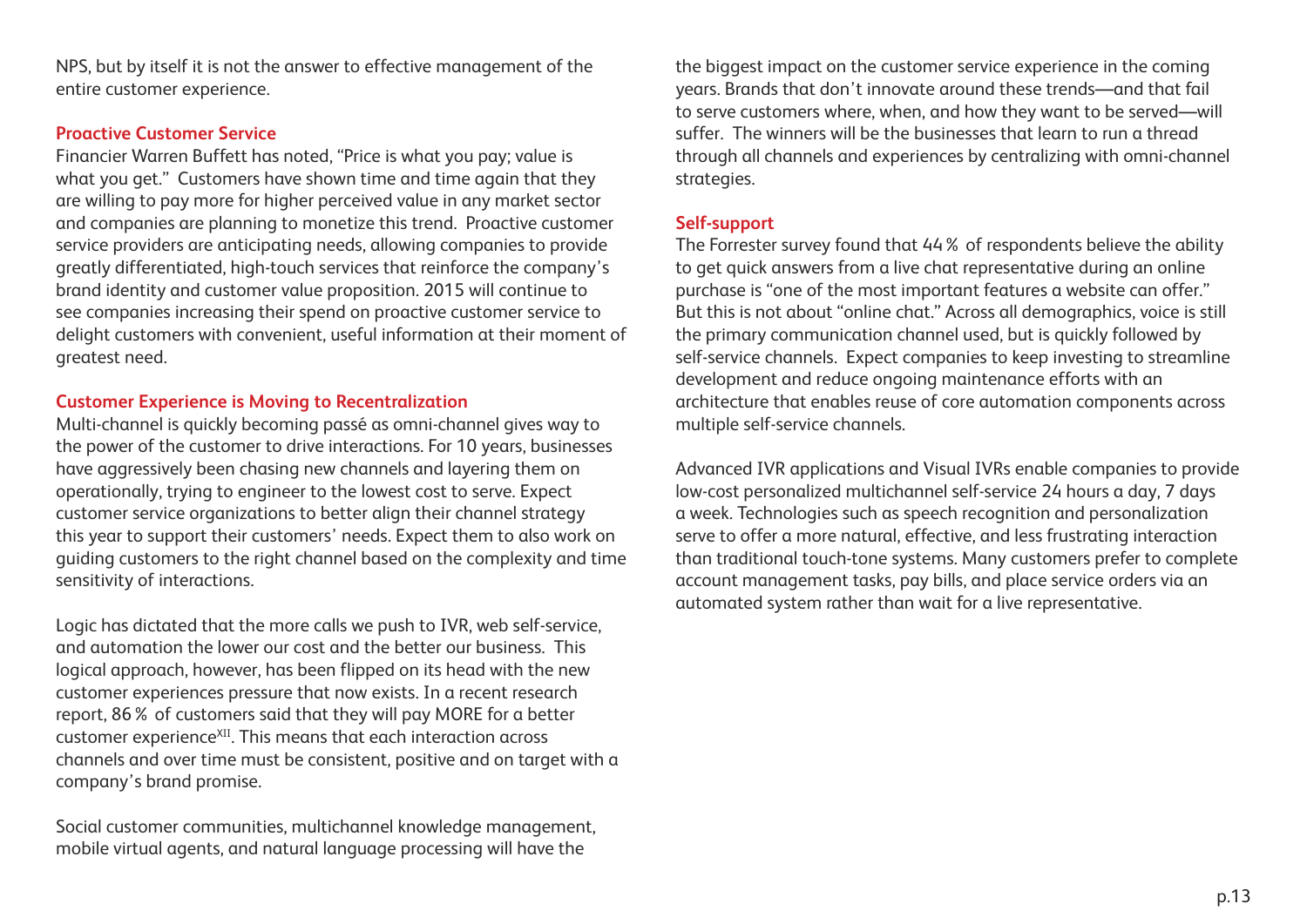NPS, but by itself it is not the answer to effective management of the entire customer experience.

### Proactive Customer Service

Financier Warren Buffett has noted, "Price is what you pay; value is what you get." Customers have shown time and time again that they are willing to pay more for higher perceived value in any market sector and companies are planning to monetize this trend. Proactive customer service providers are anticipating needs, allowing companies to provide greatly differentiated, high-touch services that reinforce the company's brand identity and customer value proposition. 2015 will continue to see companies increasing their spend on proactive customer service to delight customers with convenient, useful information at their moment of greatest need.

### Customer Experience is Moving to Recentralization

Multi-channel is quickly becoming passé as omni-channel gives way to the power of the customer to drive interactions. For 10 years, businesses have aggressively been chasing new channels and layering them on operationally, trying to engineer to the lowest cost to serve. Expect customer service organizations to better align their channel strategy this year to support their customers' needs. Expect them to also work on guiding customers to the right channel based on the complexity and time sensitivity of interactions.

Logic has dictated that the more calls we push to IVR, web self-service, and automation the lower our cost and the better our business. This logical approach, however, has been flipped on its head with the new customer experiences pressure that now exists. In a recent research report, 86% of customers said that they will pay MORE for a better customer experience[XII]. This means that each interaction across channels and over time must be consistent, positive and on target with a company's brand promise.

Social customer communities, multichannel knowledge management, mobile virtual agents, and natural language processing will have the biggest impact on the customer service experience in the coming years. Brands that don't innovate around these trends—and that fail to serve customers where, when, and how they want to be served—will suffer. The winners will be the businesses that learn to run a thread through all channels and experiences by centralizing with omni-channel strategies.

### Self-support

The Forrester survey found that 44% of respondents believe the ability to get quick answers from a live chat representative during an online purchase is "one of the most important features a website can offer." But this is not about "online chat." Across all demographics, voice is still the primary communication channel used, but is quickly followed by self-service channels. Expect companies to keep investing to streamline development and reduce ongoing maintenance efforts with an architecture that enables reuse of core automation components across multiple self-service channels.

Advanced IVR applications and Visual IVRs enable companies to provide low-cost personalized multichannel self-service 24 hours a day, 7 days a week. Technologies such as speech recognition and personalization serve to offer a more natural, effective, and less frustrating interaction than traditional touch-tone systems. Many customers prefer to complete account management tasks, pay bills, and place service orders via an automated system rather than wait for a live representative.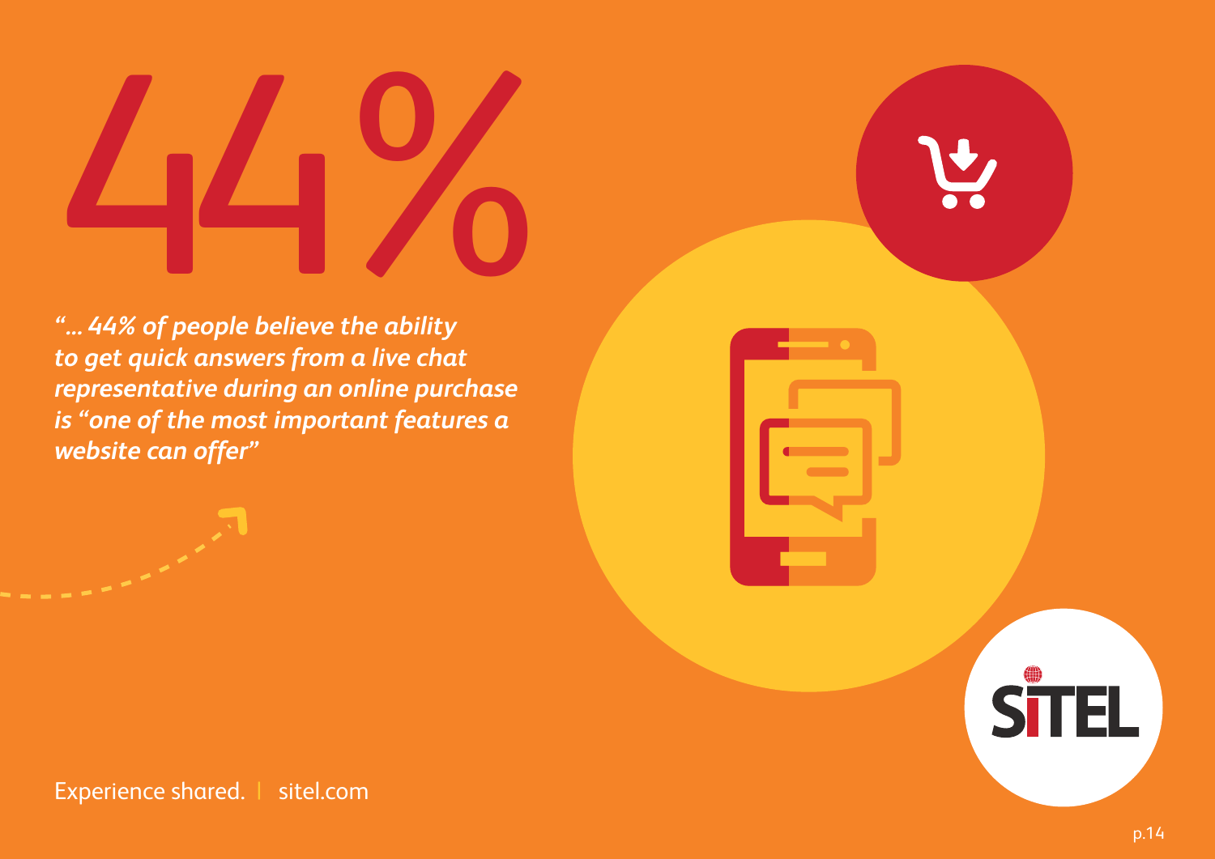# 44%

*"… 44% of people believe the ability to get quick answers from a live chat representative during an online purchase is "one of the most important features a website can offer"*

Experience shared. | sitel.com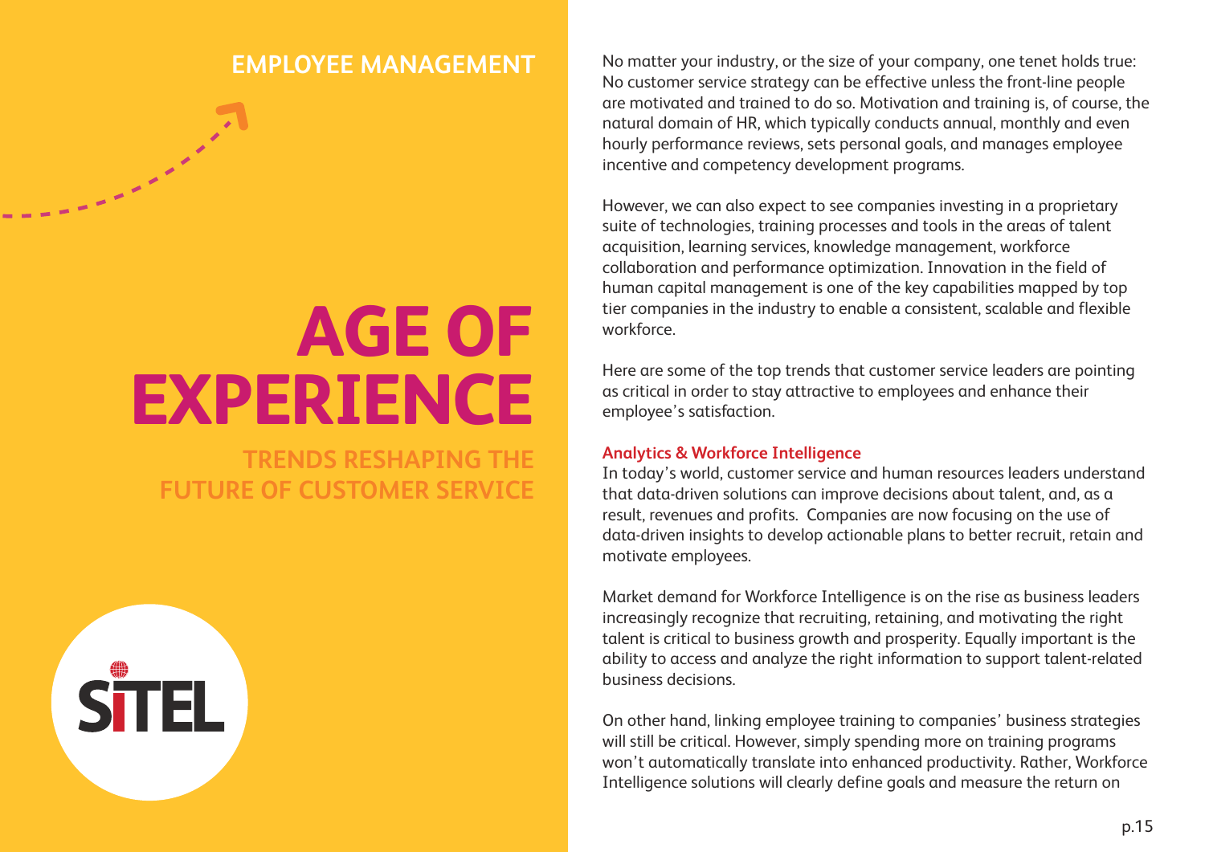## EMPLOYEE MANAGEMENT

# AGE OF EXPERIENCE

### TRENDS RESHAPING THE FUTURE OF CUSTOMER SERVICE

SITEL

No matter your industry, or the size of your company, one tenet holds true: No customer service strategy can be effective unless the front-line people are motivated and trained to do so. Motivation and training is, of course, the natural domain of HR, which typically conducts annual, monthly and even hourly performance reviews, sets personal goals, and manages employee incentive and competency development programs.

However, we can also expect to see companies investing in a proprietary suite of technologies, training processes and tools in the areas of talent acquisition, learning services, knowledge management, workforce collaboration and performance optimization. Innovation in the field of human capital management is one of the key capabilities mapped by top tier companies in the industry to enable a consistent, scalable and flexible workforce.

Here are some of the top trends that customer service leaders are pointing as critical in order to stay attractive to employees and enhance their employee's satisfaction.

### Analytics & Workforce Intelligence

In today's world, customer service and human resources leaders understand that data-driven solutions can improve decisions about talent, and, as a result, revenues and profits. Companies are now focusing on the use of data-driven insights to develop actionable plans to better recruit, retain and motivate employees.

Market demand for Workforce Intelligence is on the rise as business leaders increasingly recognize that recruiting, retaining, and motivating the right talent is critical to business growth and prosperity. Equally important is the ability to access and analyze the right information to support talent-related business decisions.

On other hand, linking employee training to companies' business strategies will still be critical. However, simply spending more on training programs won't automatically translate into enhanced productivity. Rather, Workforce Intelligence solutions will clearly define goals and measure the return on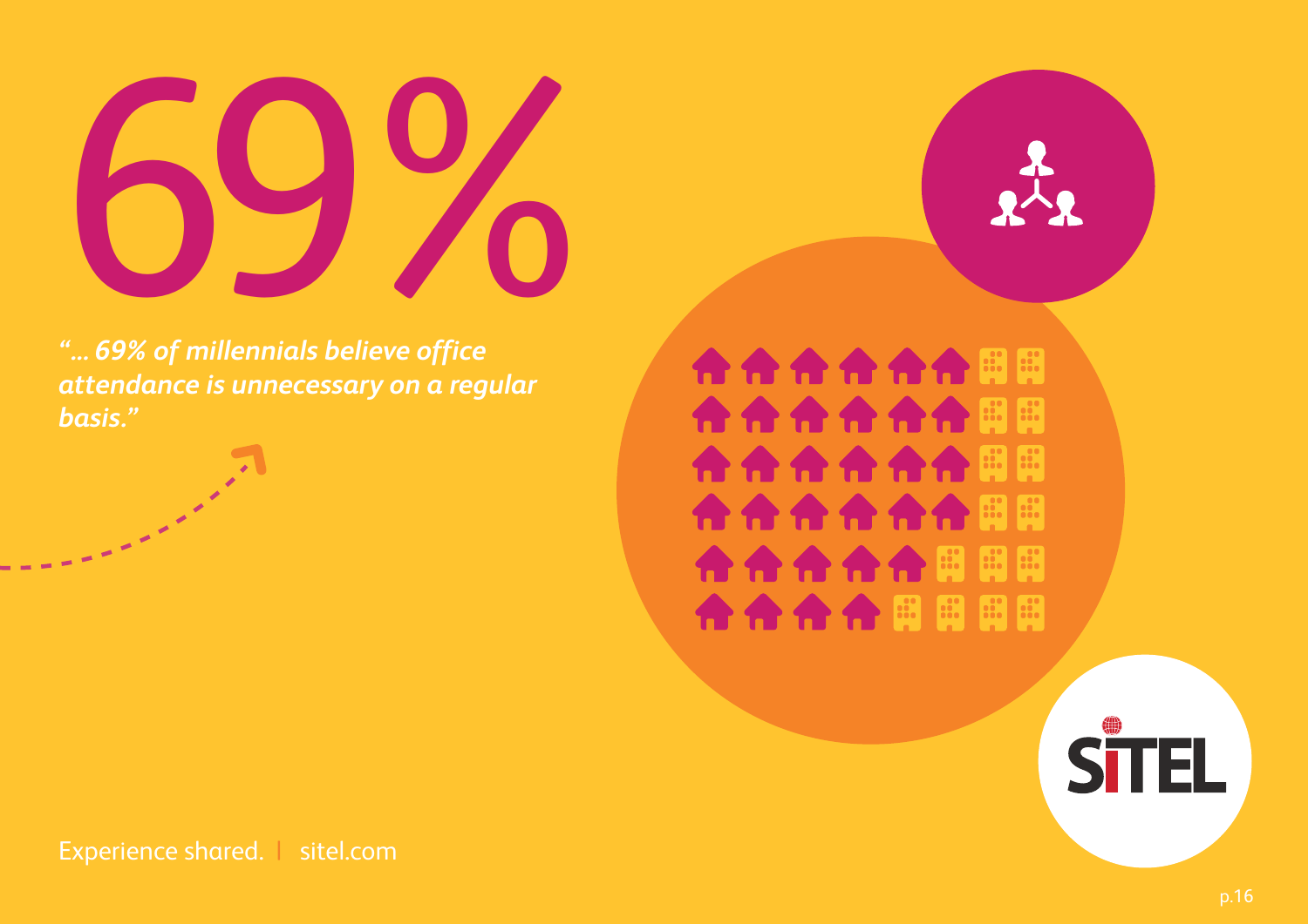# 69%

*"... 69% of millennials believe office attendance is unnecessary on a regular basis."*

Experience shared. | sitel.com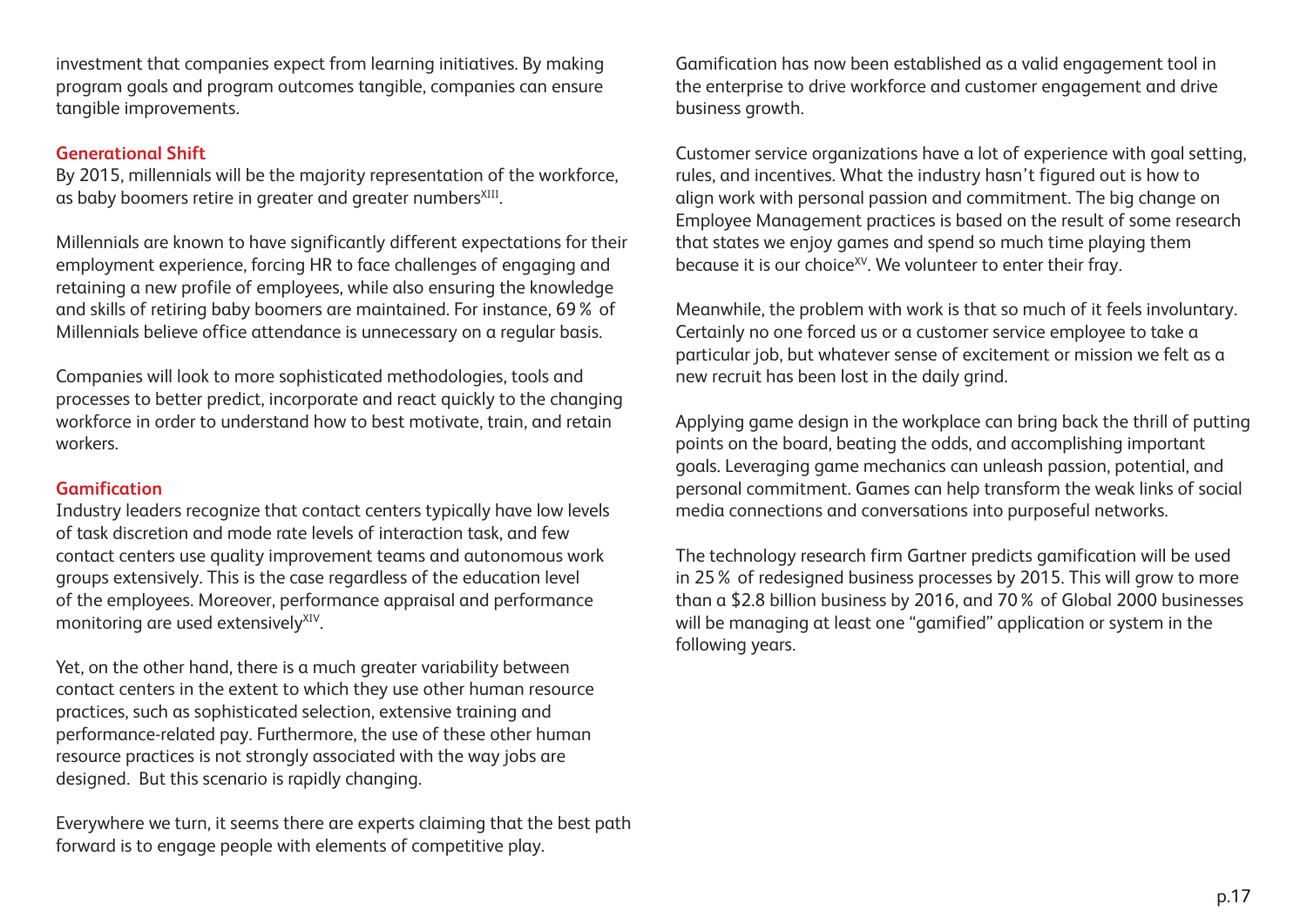investment that companies expect from learning initiatives. By making program goals and program outcomes tangible, companies can ensure tangible improvements.

### Generational Shift

By 2015, millennials will be the majority representation of the workforce, as baby boomers retire in greater and greater numbers[XIII].

Millennials are known to have significantly different expectations for their employment experience, forcing HR to face challenges of engaging and retaining a new profile of employees, while also ensuring the knowledge and skills of retiring baby boomers are maintained. For instance, 69 % of Millennials believe office attendance is unnecessary on a regular basis.

Companies will look to more sophisticated methodologies, tools and processes to better predict, incorporate and react quickly to the changing workforce in order to understand how to best motivate, train, and retain workers.

### Gamification

Industry leaders recognize that contact centers typically have low levels of task discretion and mode rate levels of interaction task, and few contact centers use quality improvement teams and autonomous work groups extensively. This is the case regardless of the education level of the employees. Moreover, performance appraisal and performance monitoring are used extensively[XIV].

Yet, on the other hand, there is a much greater variability between contact centers in the extent to which they use other human resource practices, such as sophisticated selection, extensive training and performance-related pay. Furthermore, the use of these other human resource practices is not strongly associated with the way jobs are designed. But this scenario is rapidly changing.

Everywhere we turn, it seems there are experts claiming that the best path forward is to engage people with elements of competitive play.

Gamification has now been established as a valid engagement tool in the enterprise to drive workforce and customer engagement and drive business growth.

Customer service organizations have a lot of experience with goal setting, rules, and incentives. What the industry hasn't figured out is how to align work with personal passion and commitment. The big change on Employee Management practices is based on the result of some research that states we enjoy games and spend so much time playing them because it is our choice[XV]. We volunteer to enter their fray.

Meanwhile, the problem with work is that so much of it feels involuntary. Certainly no one forced us or a customer service employee to take a particular job, but whatever sense of excitement or mission we felt as a new recruit has been lost in the daily grind.

Applying game design in the workplace can bring back the thrill of putting points on the board, beating the odds, and accomplishing important goals. Leveraging game mechanics can unleash passion, potential, and personal commitment. Games can help transform the weak links of social media connections and conversations into purposeful networks.

The technology research firm Gartner predicts gamification will be used in 25 % of redesigned business processes by 2015. This will grow to more than a $2.8 billion business by 2016, and 70 % of Global 2000 businesses will be managing at least one "gamified" application or system in the following years.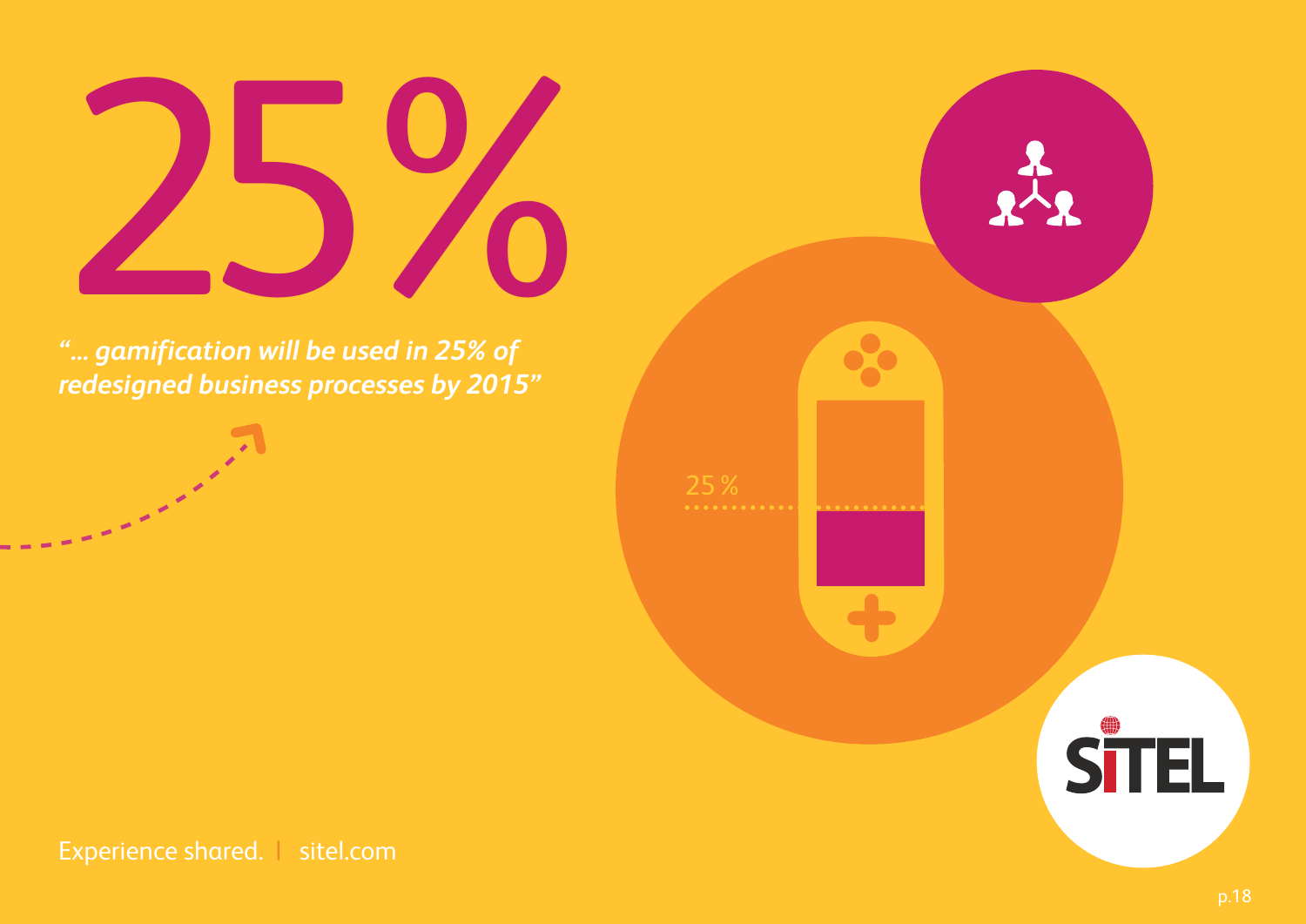# 25%

*"... gamification will be used in 25% of redesigned business processes by 2015"*

25 %

Experience shared. | sitel.com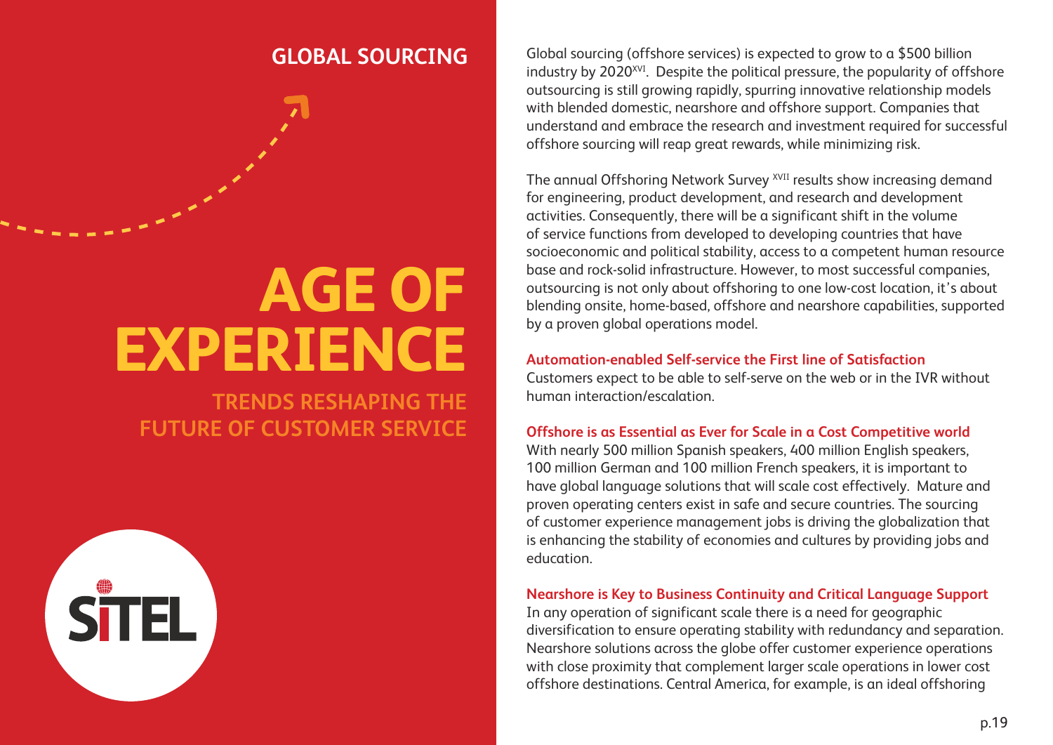## GLOBAL SOURCING

# AGE OF EXPERIENCE

### TRENDS RESHAPING THE FUTURE OF CUSTOMER SERVICE

SITEL

Global sourcing (offshore services) is expected to grow to a $500 billion industry by 2020[XVI]. Despite the political pressure, the popularity of offshore outsourcing is still growing rapidly, spurring innovative relationship models with blended domestic, nearshore and offshore support. Companies that understand and embrace the research and investment required for successful offshore sourcing will reap great rewards, while minimizing risk.

The annual Offshoring Network Survey [XVII] results show increasing demand for engineering, product development, and research and development activities. Consequently, there will be a significant shift in the volume of service functions from developed to developing countries that have socioeconomic and political stability, access to a competent human resource base and rock-solid infrastructure. However, to most successful companies, outsourcing is not only about offshoring to one low-cost location, it's about blending onsite, home-based, offshore and nearshore capabilities, supported by a proven global operations model.

**Automation-enabled Self-service the First line of Satisfaction**
Customers expect to be able to self-serve on the web or in the IVR without human interaction/escalation.

**Offshore is as Essential as Ever for Scale in a Cost Competitive world**
With nearly 500 million Spanish speakers, 400 million English speakers, 100 million German and 100 million French speakers, it is important to have global language solutions that will scale cost effectively. Mature and proven operating centers exist in safe and secure countries. The sourcing of customer experience management jobs is driving the globalization that is enhancing the stability of economies and cultures by providing jobs and education.

**Nearshore is Key to Business Continuity and Critical Language Support**
In any operation of significant scale there is a need for geographic diversification to ensure operating stability with redundancy and separation. Nearshore solutions across the globe offer customer experience operations with close proximity that complement larger scale operations in lower cost offshore destinations. Central America, for example, is an ideal offshoring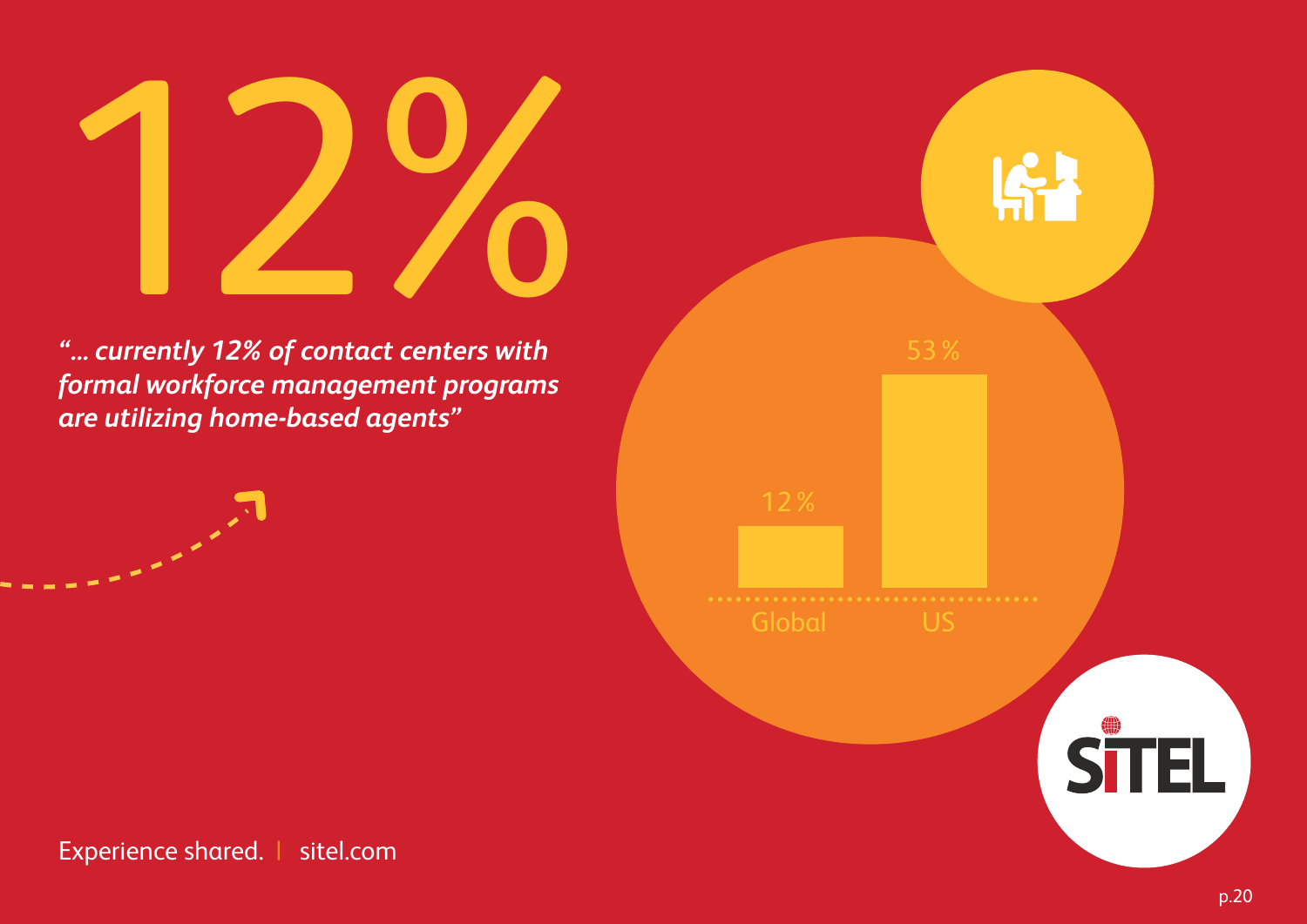# 12%

*"... currently 12% of contact centers with formal workforce management programs are utilizing home-based agents"*

| | Global | US |
|---|---|---|
| | 12% | 53% |

Experience shared. | sitel.com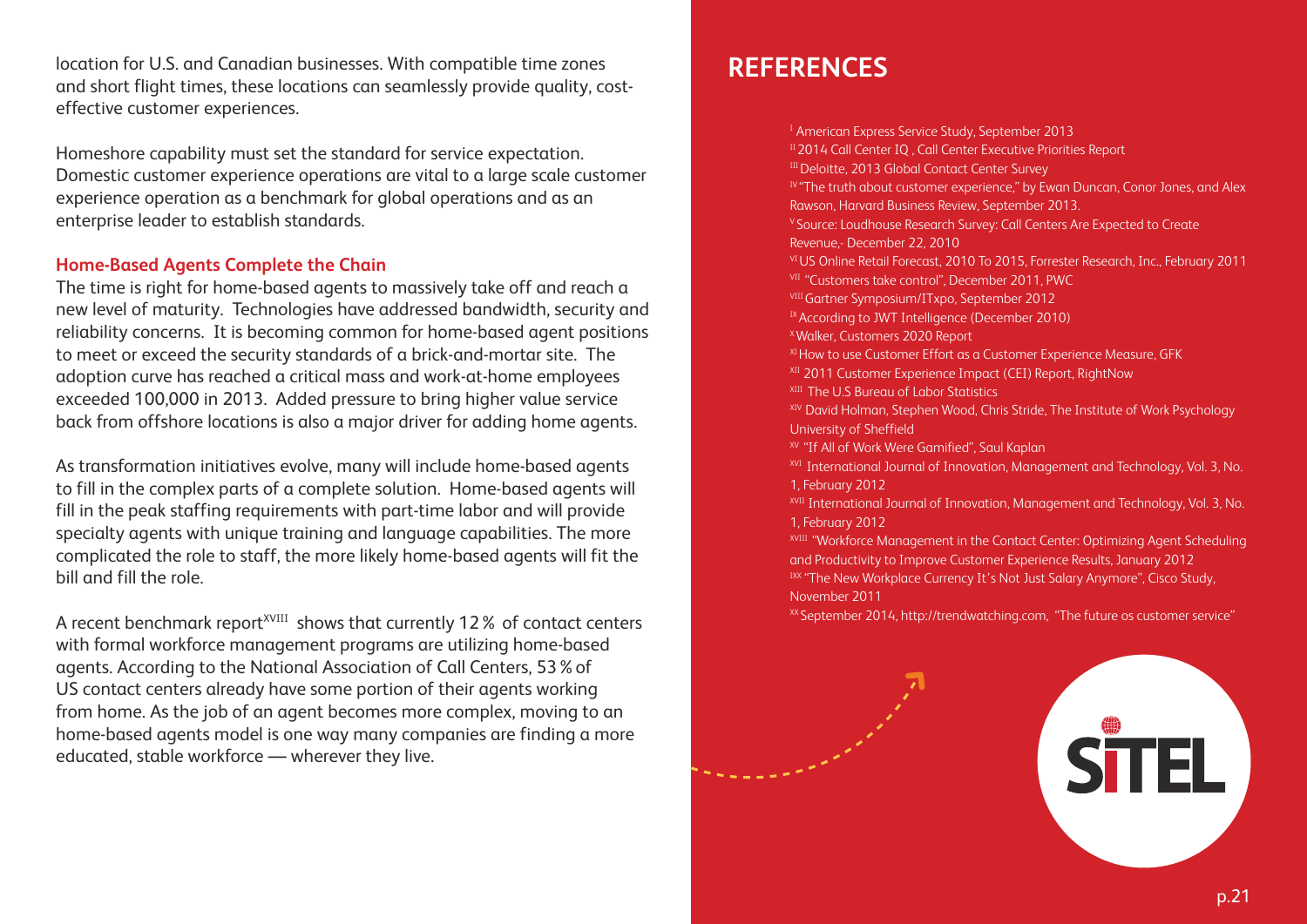location for U.S. and Canadian businesses. With compatible time zones and short flight times, these locations can seamlessly provide quality, cost-effective customer experiences.

Homeshore capability must set the standard for service expectation. Domestic customer experience operations are vital to a large scale customer experience operation as a benchmark for global operations and as an enterprise leader to establish standards.

### Home-Based Agents Complete the Chain

The time is right for home-based agents to massively take off and reach a new level of maturity. Technologies have addressed bandwidth, security and reliability concerns. It is becoming common for home-based agent positions to meet or exceed the security standards of a brick-and-mortar site. The adoption curve has reached a critical mass and work-at-home employees exceeded 100,000 in 2013. Added pressure to bring higher value service back from offshore locations is also a major driver for adding home agents.

As transformation initiatives evolve, many will include home-based agents to fill in the complex parts of a complete solution. Home-based agents will fill in the peak staffing requirements with part-time labor and will provide specialty agents with unique training and language capabilities. The more complicated the role to staff, the more likely home-based agents will fit the bill and fill the role.

A recent benchmark report[XVIII] shows that currently 12 % of contact centers with formal workforce management programs are utilizing home-based agents. According to the National Association of Call Centers, 53 % of US contact centers already have some portion of their agents working from home. As the job of an agent becomes more complex, moving to an home-based agents model is one way many companies are finding a more educated, stable workforce — wherever they live.

## REFERENCES

[I] American Express Service Study, September 2013
[II] 2014 Call Center IQ , Call Center Executive Priorities Report
[III] Deloitte, 2013 Global Contact Center Survey
[IV] "The truth about customer experience," by Ewan Duncan, Conor Jones, and Alex Rawson, Harvard Business Review, September 2013.
[V] Source: Loudhouse Research Survey: Call Centers Are Expected to Create Revenue,- December 22, 2010
[VI] US Online Retail Forecast, 2010 To 2015, Forrester Research, Inc., February 2011
[VII] "Customers take control", December 2011, PWC
[VIII] Gartner Symposium/ITxpo, September 2012
[IX] According to JWT Intelligence (December 2010)
[X] Walker, Customers 2020 Report
[XI] How to use Customer Effort as a Customer Experience Measure, GFK
[XII] 2011 Customer Experience Impact (CEI) Report, RightNow
[XIII] The U.S Bureau of Labor Statistics
[XIV] David Holman, Stephen Wood, Chris Stride, The Institute of Work Psychology University of Sheffield
[XV] "If All of Work Were Gamified", Saul Kaplan
[XVI] International Journal of Innovation, Management and Technology, Vol. 3, No. 1, February 2012
[XVII] International Journal of Innovation, Management and Technology, Vol. 3, No. 1, February 2012
[XVIII] "Workforce Management in the Contact Center: Optimizing Agent Scheduling and Productivity to Improve Customer Experience Results, January 2012
[IXX] "The New Workplace Currency It's Not Just Salary Anymore", Cisco Study, November 2011
[XX] September 2014, http://trendwatching.com, "The future os customer service"

SITEL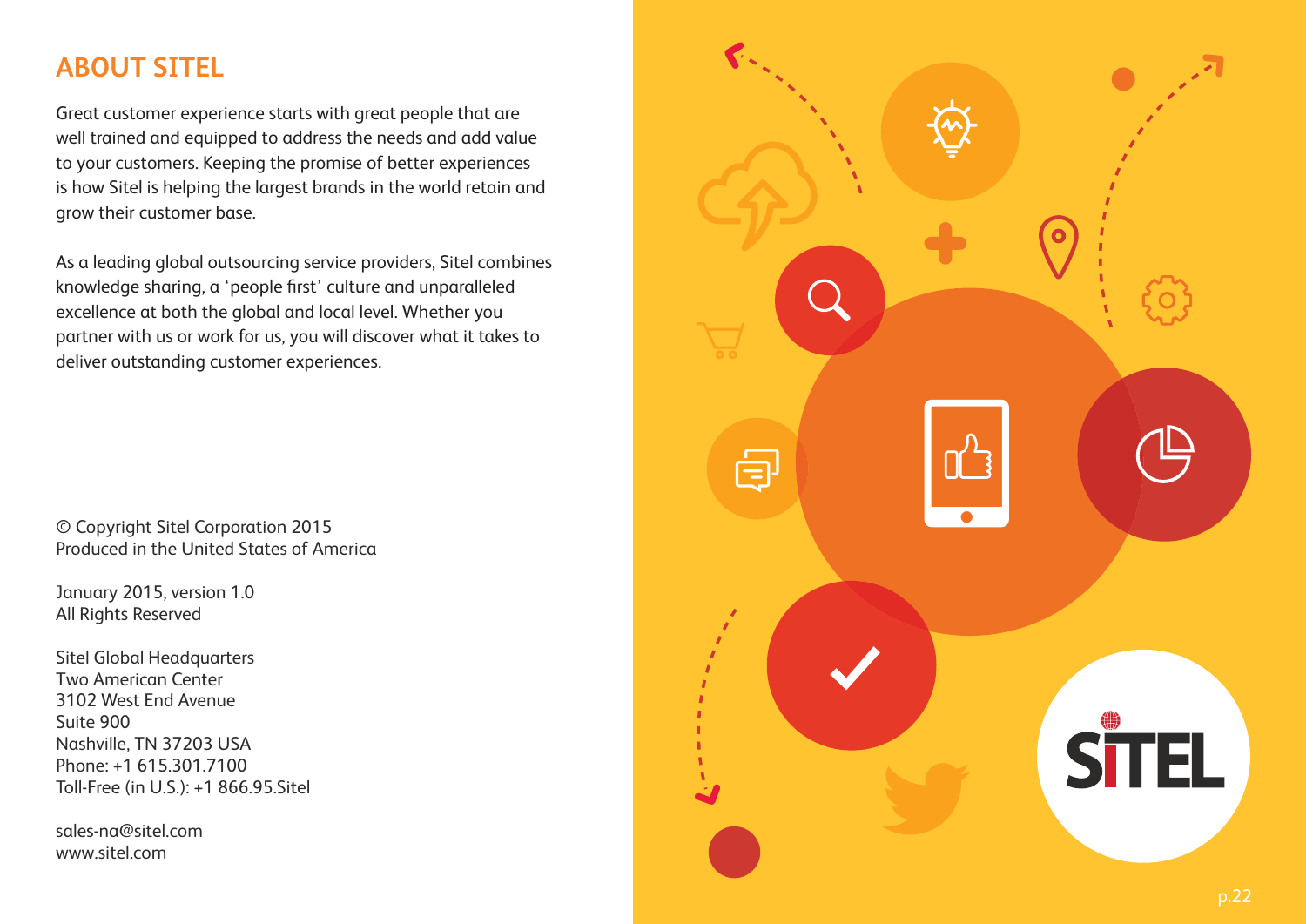## ABOUT SITEL

Great customer experience starts with great people that are well trained and equipped to address the needs and add value to your customers. Keeping the promise of better experiences is how Sitel is helping the largest brands in the world retain and grow their customer base.

As a leading global outsourcing service providers, Sitel combines knowledge sharing, a 'people first' culture and unparalleled excellence at both the global and local level. Whether you partner with us or work for us, you will discover what it takes to deliver outstanding customer experiences.

© Copyright Sitel Corporation 2015
Produced in the United States of America

January 2015, version 1.0
All Rights Reserved

Sitel Global Headquarters
Two American Center
3102 West End Avenue
Suite 900
Nashville, TN 37203 USA
Phone: +1 615.301.7100
Toll-Free (in U.S.): +1 866.95.Sitel

sales-na@sitel.com
www.sitel.com

SITEL